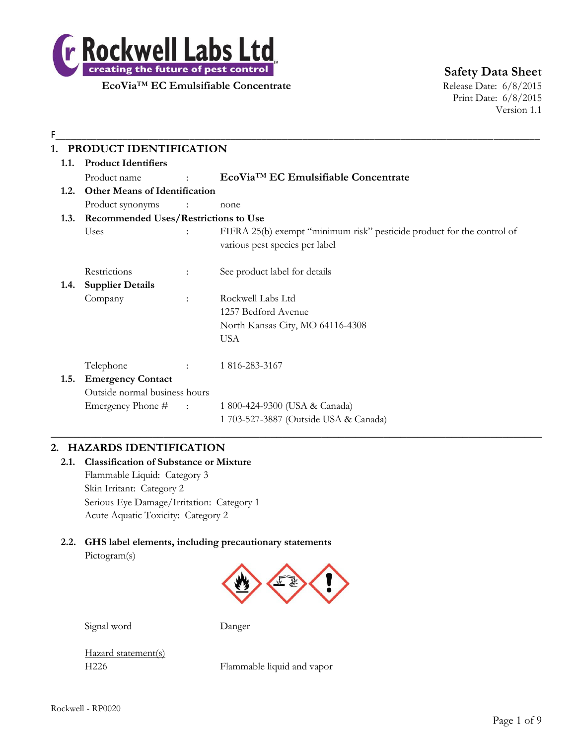**Rockwell Labs Ltd**
creating the future of pest control

**EcoVia™ EC Emulsifiable Concentrate**

**Safety Data Sheet**
Release Date: 6/8/2015
Print Date: 6/8/2015
Version 1.1

F

## 1. PRODUCT IDENTIFICATION

### 1.1. Product Identifiers

Product name : **EcoVia™ EC Emulsifiable Concentrate**

### 1.2. Other Means of Identification

Product synonyms : none

### 1.3. Recommended Uses/Restrictions to Use

Uses : FIFRA 25(b) exempt "minimum risk" pesticide product for the control of various pest species per label

Restrictions : See product label for details

### 1.4. Supplier Details

Company : Rockwell Labs Ltd
1257 Bedford Avenue
North Kansas City, MO 64116-4308
USA

Telephone : 1 816-283-3167

### 1.5. Emergency Contact

Outside normal business hours

Emergency Phone # : 1 800-424-9300 (USA & Canada)
1 703-527-3887 (Outside USA & Canada)

## 2. HAZARDS IDENTIFICATION

### 2.1. Classification of Substance or Mixture

Flammable Liquid: Category 3
Skin Irritant: Category 2
Serious Eye Damage/Irritation: Category 1
Acute Aquatic Toxicity: Category 2

### 2.2. GHS label elements, including precautionary statements

Pictogram(s)

Signal word Danger

Hazard statement(s)

H226 Flammable liquid and vapor

Rockwell - RP0020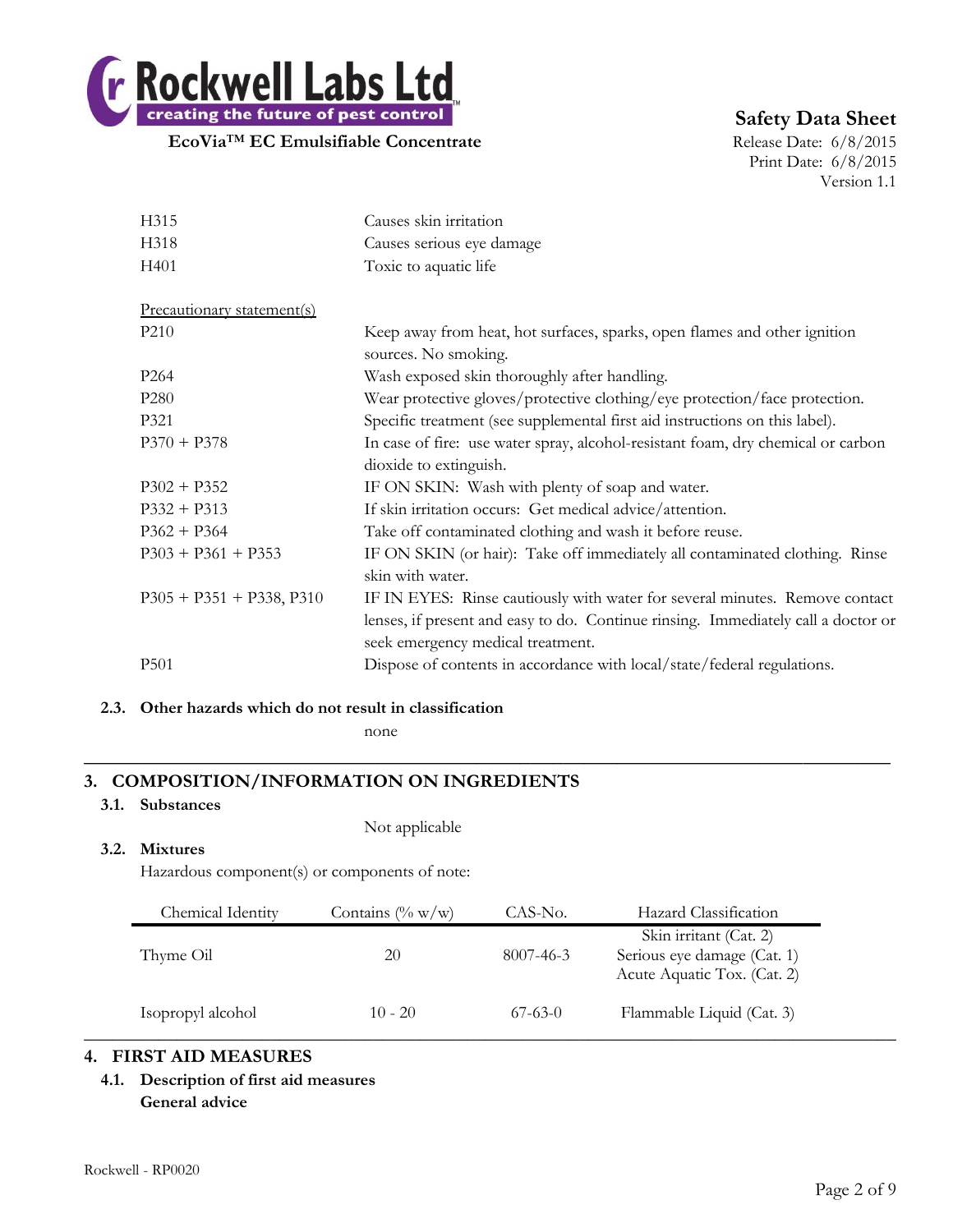| | |
|---|---|
| H315 | Causes skin irritation |
| H318 | Causes serious eye damage |
| H401 | Toxic to aquatic life |

Precautionary statement(s)

| | |
|---|---|
| P210 | Keep away from heat, hot surfaces, sparks, open flames and other ignition sources. No smoking. |
| P264 | Wash exposed skin thoroughly after handling. |
| P280 | Wear protective gloves/protective clothing/eye protection/face protection. |
| P321 | Specific treatment (see supplemental first aid instructions on this label). |
| P370 + P378 | In case of fire: use water spray, alcohol-resistant foam, dry chemical or carbon dioxide to extinguish. |
| P302 + P352 | IF ON SKIN: Wash with plenty of soap and water. |
| P332 + P313 | If skin irritation occurs: Get medical advice/attention. |
| P362 + P364 | Take off contaminated clothing and wash it before reuse. |
| P303 + P361 + P353 | IF ON SKIN (or hair): Take off immediately all contaminated clothing. Rinse skin with water. |
| P305 + P351 + P338, P310 | IF IN EYES: Rinse cautiously with water for several minutes. Remove contact lenses, if present and easy to do. Continue rinsing. Immediately call a doctor or seek emergency medical treatment. |
| P501 | Dispose of contents in accordance with local/state/federal regulations. |

### 2.3. Other hazards which do not result in classification

none

## 3. COMPOSITION/INFORMATION ON INGREDIENTS

### 3.1. Substances

Not applicable

### 3.2. Mixtures

Hazardous component(s) or components of note:

| Chemical Identity | Contains (% w/w) | CAS-No. | Hazard Classification |
|---|---|---|---|
| Thyme Oil | 20 | 8007-46-3 | Skin irritant (Cat. 2)<br>Serious eye damage (Cat. 1)<br>Acute Aquatic Tox. (Cat. 2) |
| Isopropyl alcohol | 10 - 20 | 67-63-0 | Flammable Liquid (Cat. 3) |

## 4. FIRST AID MEASURES

### 4.1. Description of first aid measures

**General advice**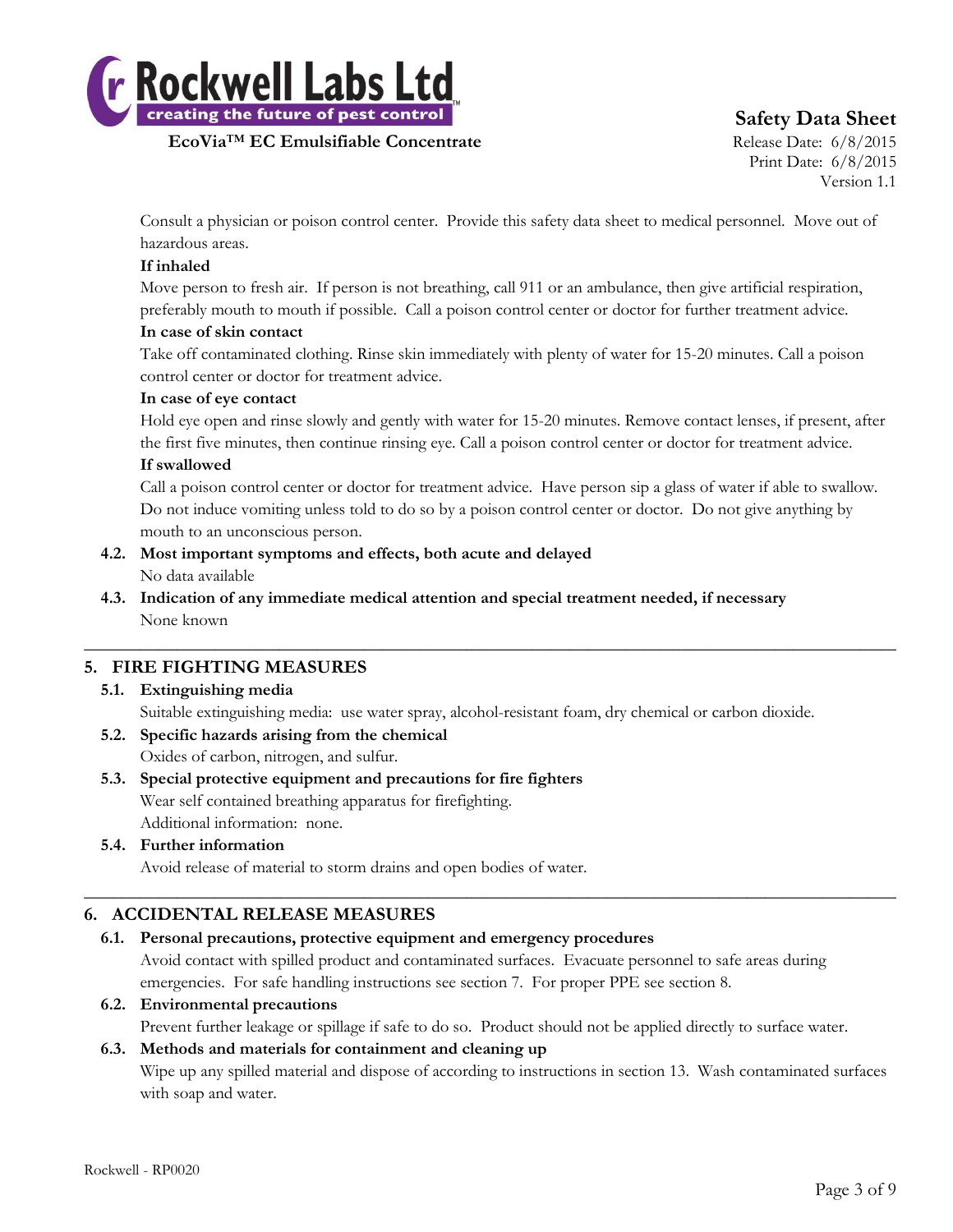Consult a physician or poison control center. Provide this safety data sheet to medical personnel. Move out of hazardous areas.

**If inhaled**

Move person to fresh air. If person is not breathing, call 911 or an ambulance, then give artificial respiration, preferably mouth to mouth if possible. Call a poison control center or doctor for further treatment advice.

**In case of skin contact**

Take off contaminated clothing. Rinse skin immediately with plenty of water for 15-20 minutes. Call a poison control center or doctor for treatment advice.

**In case of eye contact**

Hold eye open and rinse slowly and gently with water for 15-20 minutes. Remove contact lenses, if present, after the first five minutes, then continue rinsing eye. Call a poison control center or doctor for treatment advice.

**If swallowed**

Call a poison control center or doctor for treatment advice. Have person sip a glass of water if able to swallow. Do not induce vomiting unless told to do so by a poison control center or doctor. Do not give anything by mouth to an unconscious person.

**4.2. Most important symptoms and effects, both acute and delayed**

No data available

**4.3. Indication of any immediate medical attention and special treatment needed, if necessary**

None known

## 5. FIRE FIGHTING MEASURES

**5.1. Extinguishing media**

Suitable extinguishing media: use water spray, alcohol-resistant foam, dry chemical or carbon dioxide.

**5.2. Specific hazards arising from the chemical**

Oxides of carbon, nitrogen, and sulfur.

**5.3. Special protective equipment and precautions for fire fighters**

Wear self contained breathing apparatus for firefighting.

Additional information: none.

**5.4. Further information**

Avoid release of material to storm drains and open bodies of water.

## 6. ACCIDENTAL RELEASE MEASURES

**6.1. Personal precautions, protective equipment and emergency procedures**

Avoid contact with spilled product and contaminated surfaces. Evacuate personnel to safe areas during emergencies. For safe handling instructions see section 7. For proper PPE see section 8.

**6.2. Environmental precautions**

Prevent further leakage or spillage if safe to do so. Product should not be applied directly to surface water.

**6.3. Methods and materials for containment and cleaning up**

Wipe up any spilled material and dispose of according to instructions in section 13. Wash contaminated surfaces with soap and water.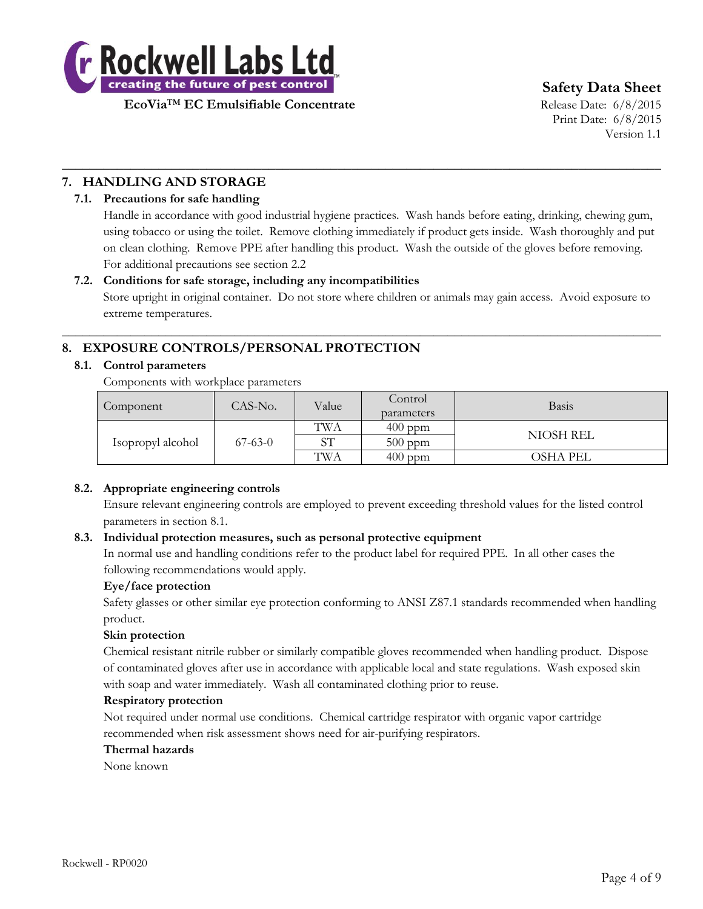## 7. HANDLING AND STORAGE

### 7.1. Precautions for safe handling

Handle in accordance with good industrial hygiene practices. Wash hands before eating, drinking, chewing gum, using tobacco or using the toilet. Remove clothing immediately if product gets inside. Wash thoroughly and put on clean clothing. Remove PPE after handling this product. Wash the outside of the gloves before removing. For additional precautions see section 2.2

### 7.2. Conditions for safe storage, including any incompatibilities

Store upright in original container. Do not store where children or animals may gain access. Avoid exposure to extreme temperatures.

## 8. EXPOSURE CONTROLS/PERSONAL PROTECTION

### 8.1. Control parameters

Components with workplace parameters

| Component | CAS-No. | Value | Control parameters | Basis |
|---|---|---|---|---|
| Isopropyl alcohol | 67-63-0 | TWA | 400 ppm | NIOSH REL |
| | | ST | 500 ppm | |
| | | TWA | 400 ppm | OSHA PEL |

### 8.2. Appropriate engineering controls

Ensure relevant engineering controls are employed to prevent exceeding threshold values for the listed control parameters in section 8.1.

### 8.3. Individual protection measures, such as personal protective equipment

In normal use and handling conditions refer to the product label for required PPE. In all other cases the following recommendations would apply.

**Eye/face protection**

Safety glasses or other similar eye protection conforming to ANSI Z87.1 standards recommended when handling product.

**Skin protection**

Chemical resistant nitrile rubber or similarly compatible gloves recommended when handling product. Dispose of contaminated gloves after use in accordance with applicable local and state regulations. Wash exposed skin with soap and water immediately. Wash all contaminated clothing prior to reuse.

**Respiratory protection**

Not required under normal use conditions. Chemical cartridge respirator with organic vapor cartridge recommended when risk assessment shows need for air-purifying respirators.

**Thermal hazards**

None known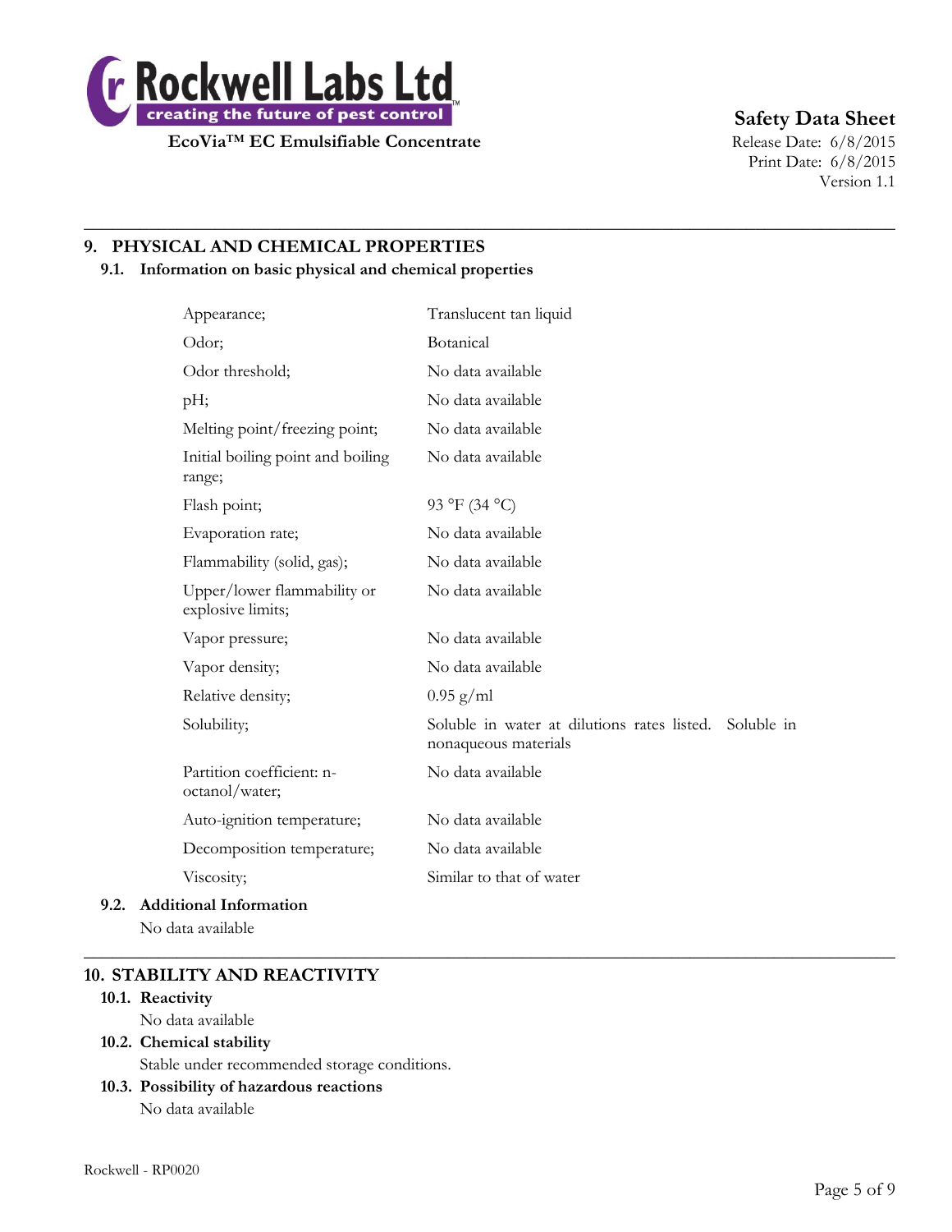## 9. PHYSICAL AND CHEMICAL PROPERTIES

### 9.1. Information on basic physical and chemical properties

| | |
|---|---|
| Appearance; | Translucent tan liquid |
| Odor; | Botanical |
| Odor threshold; | No data available |
| pH; | No data available |
| Melting point/freezing point; | No data available |
| Initial boiling point and boiling range; | No data available |
| Flash point; | 93 °F (34 °C) |
| Evaporation rate; | No data available |
| Flammability (solid, gas); | No data available |
| Upper/lower flammability or explosive limits; | No data available |
| Vapor pressure; | No data available |
| Vapor density; | No data available |
| Relative density; | 0.95 g/ml |
| Solubility; | Soluble in water at dilutions rates listed. Soluble in nonaqueous materials |
| Partition coefficient: n-octanol/water; | No data available |
| Auto-ignition temperature; | No data available |
| Decomposition temperature; | No data available |
| Viscosity; | Similar to that of water |

### 9.2. Additional Information

No data available

## 10. STABILITY AND REACTIVITY

### 10.1. Reactivity

No data available

### 10.2. Chemical stability

Stable under recommended storage conditions.

### 10.3. Possibility of hazardous reactions

No data available

Rockwell - RP0020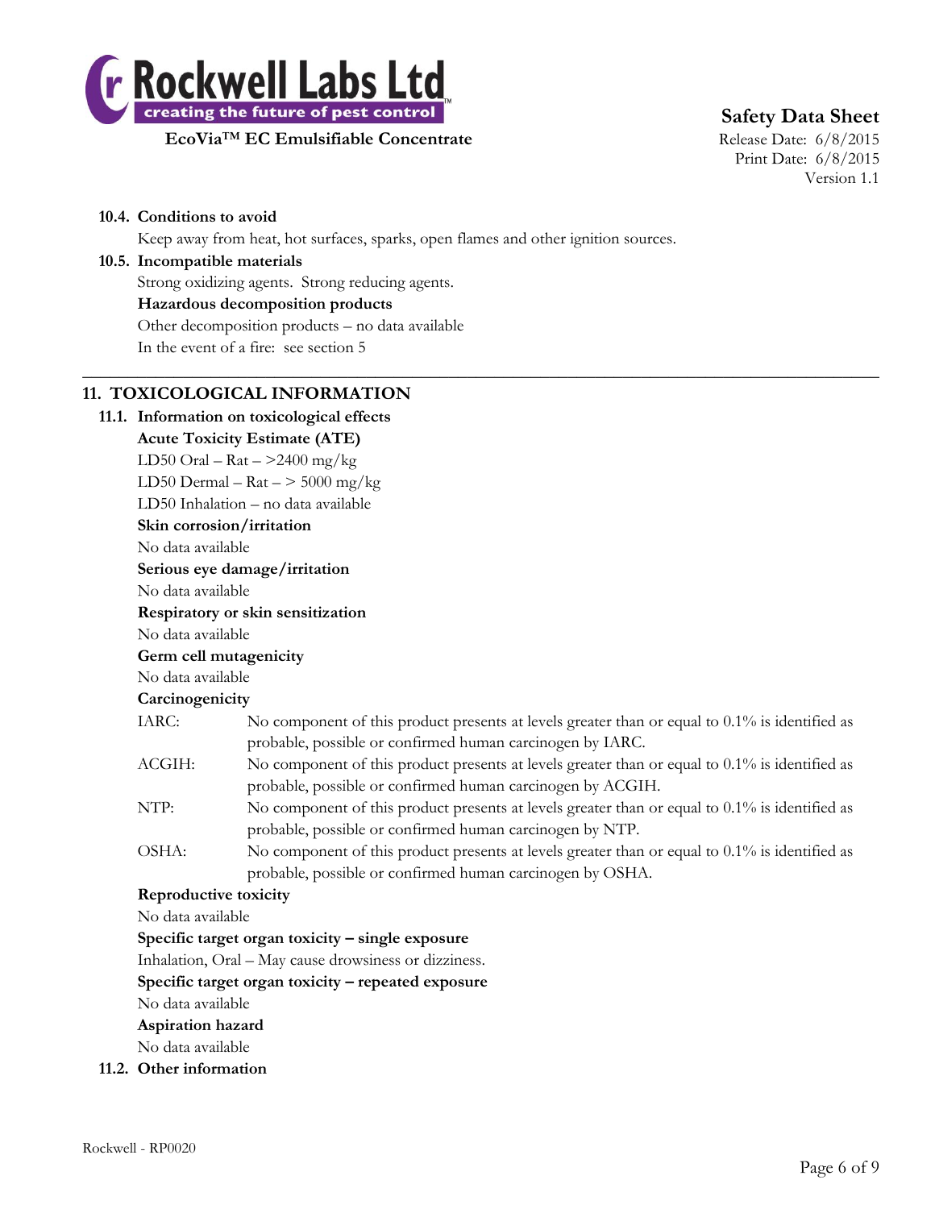**10.4. Conditions to avoid**

Keep away from heat, hot surfaces, sparks, open flames and other ignition sources.

**10.5. Incompatible materials**

Strong oxidizing agents. Strong reducing agents.

**Hazardous decomposition products**

Other decomposition products – no data available

In the event of a fire: see section 5

---

## 11. TOXICOLOGICAL INFORMATION

**11.1. Information on toxicological effects**

**Acute Toxicity Estimate (ATE)**

LD50 Oral – Rat – >2400 mg/kg

LD50 Dermal – Rat – > 5000 mg/kg

LD50 Inhalation – no data available

**Skin corrosion/irritation**

No data available

**Serious eye damage/irritation**

No data available

**Respiratory or skin sensitization**

No data available

**Germ cell mutagenicity**

No data available

**Carcinogenicity**

IARC: No component of this product presents at levels greater than or equal to 0.1% is identified as probable, possible or confirmed human carcinogen by IARC.

ACGIH: No component of this product presents at levels greater than or equal to 0.1% is identified as probable, possible or confirmed human carcinogen by ACGIH.

NTP: No component of this product presents at levels greater than or equal to 0.1% is identified as probable, possible or confirmed human carcinogen by NTP.

OSHA: No component of this product presents at levels greater than or equal to 0.1% is identified as probable, possible or confirmed human carcinogen by OSHA.

**Reproductive toxicity**

No data available

**Specific target organ toxicity – single exposure**

Inhalation, Oral – May cause drowsiness or dizziness.

**Specific target organ toxicity – repeated exposure**

No data available

**Aspiration hazard**

No data available

**11.2. Other information**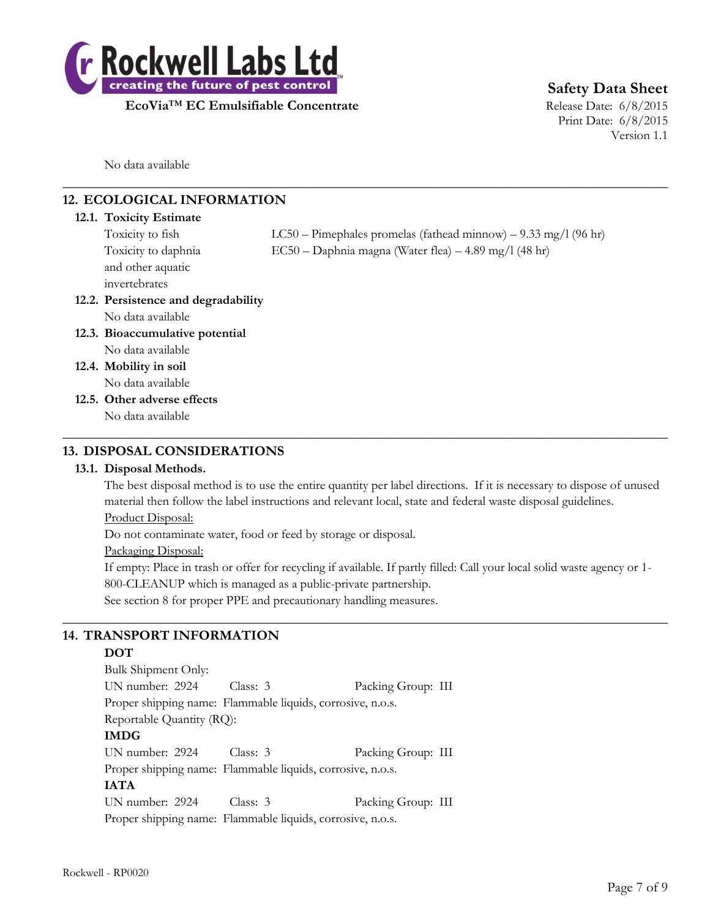No data available

## 12. ECOLOGICAL INFORMATION

### 12.1. Toxicity Estimate

| | |
|---|---|
| Toxicity to fish | LC50 – Pimephales promelas (fathead minnow) – 9.33 mg/l (96 hr) |
| Toxicity to daphnia and other aquatic invertebrates | EC50 – Daphnia magna (Water flea) – 4.89 mg/l (48 hr) |

### 12.2. Persistence and degradability

No data available

### 12.3. Bioaccumulative potential

No data available

### 12.4. Mobility in soil

No data available

### 12.5. Other adverse effects

No data available

## 13. DISPOSAL CONSIDERATIONS

### 13.1. Disposal Methods.

The best disposal method is to use the entire quantity per label directions. If it is necessary to dispose of unused material then follow the label instructions and relevant local, state and federal waste disposal guidelines.

Product Disposal:

Do not contaminate water, food or feed by storage or disposal.

Packaging Disposal:

If empty: Place in trash or offer for recycling if available. If partly filled: Call your local solid waste agency or 1-800-CLEANUP which is managed as a public-private partnership.

See section 8 for proper PPE and precautionary handling measures.

## 14. TRANSPORT INFORMATION

**DOT**

Bulk Shipment Only:

UN number: 2924 Class: 3 Packing Group: III

Proper shipping name: Flammable liquids, corrosive, n.o.s.

Reportable Quantity (RQ):

**IMDG**

UN number: 2924 Class: 3 Packing Group: III

Proper shipping name: Flammable liquids, corrosive, n.o.s.

**IATA**

UN number: 2924 Class: 3 Packing Group: III

Proper shipping name: Flammable liquids, corrosive, n.o.s.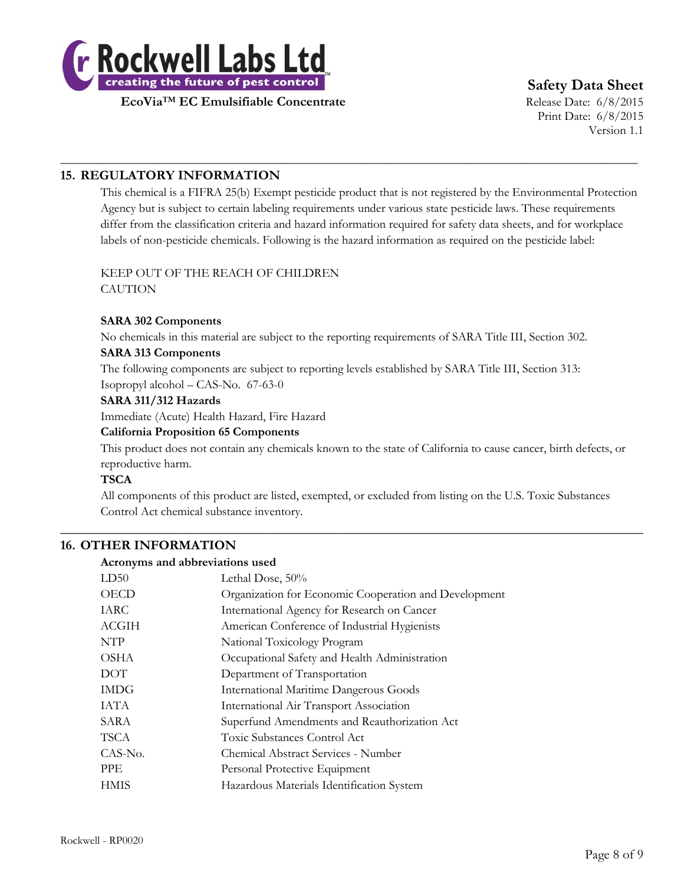## 15. REGULATORY INFORMATION

This chemical is a FIFRA 25(b) Exempt pesticide product that is not registered by the Environmental Protection Agency but is subject to certain labeling requirements under various state pesticide laws. These requirements differ from the classification criteria and hazard information required for safety data sheets, and for workplace labels of non-pesticide chemicals. Following is the hazard information as required on the pesticide label:

KEEP OUT OF THE REACH OF CHILDREN
CAUTION

**SARA 302 Components**

No chemicals in this material are subject to the reporting requirements of SARA Title III, Section 302.

**SARA 313 Components**

The following components are subject to reporting levels established by SARA Title III, Section 313:
Isopropyl alcohol – CAS-No. 67-63-0

**SARA 311/312 Hazards**

Immediate (Acute) Health Hazard, Fire Hazard

**California Proposition 65 Components**

This product does not contain any chemicals known to the state of California to cause cancer, birth defects, or reproductive harm.

**TSCA**

All components of this product are listed, exempted, or excluded from listing on the U.S. Toxic Substances Control Act chemical substance inventory.

## 16. OTHER INFORMATION

**Acronyms and abbreviations used**

| | |
|---|---|
| LD50 | Lethal Dose, 50% |
| OECD | Organization for Economic Cooperation and Development |
| IARC | International Agency for Research on Cancer |
| ACGIH | American Conference of Industrial Hygienists |
| NTP | National Toxicology Program |
| OSHA | Occupational Safety and Health Administration |
| DOT | Department of Transportation |
| IMDG | International Maritime Dangerous Goods |
| IATA | International Air Transport Association |
| SARA | Superfund Amendments and Reauthorization Act |
| TSCA | Toxic Substances Control Act |
| CAS-No. | Chemical Abstract Services - Number |
| PPE | Personal Protective Equipment |
| HMIS | Hazardous Materials Identification System |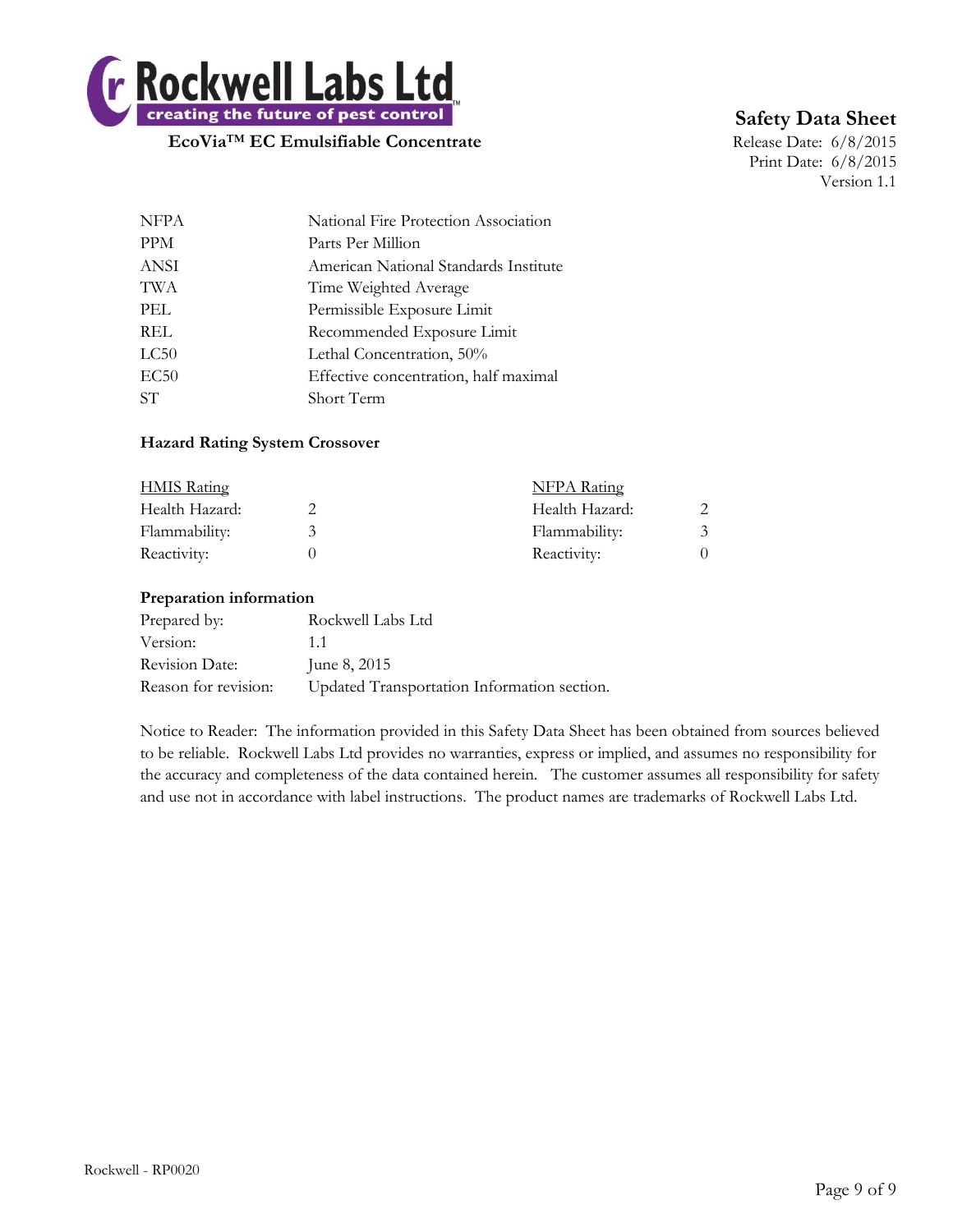| | |
|---|---|
| NFPA | National Fire Protection Association |
| PPM | Parts Per Million |
| ANSI | American National Standards Institute |
| TWA | Time Weighted Average |
| PEL | Permissible Exposure Limit |
| REL | Recommended Exposure Limit |
| LC50 | Lethal Concentration, 50% |
| EC50 | Effective concentration, half maximal |
| ST | Short Term |

**Hazard Rating System Crossover**

| HMIS Rating | | NFPA Rating | |
|---|---|---|---|
| Health Hazard: | 2 | Health Hazard: | 2 |
| Flammability: | 3 | Flammability: | 3 |
| Reactivity: | 0 | Reactivity: | 0 |

**Preparation information**

| | |
|---|---|
| Prepared by: | Rockwell Labs Ltd |
| Version: | 1.1 |
| Revision Date: | June 8, 2015 |
| Reason for revision: | Updated Transportation Information section. |

Notice to Reader: The information provided in this Safety Data Sheet has been obtained from sources believed to be reliable. Rockwell Labs Ltd provides no warranties, express or implied, and assumes no responsibility for the accuracy and completeness of the data contained herein. The customer assumes all responsibility for safety and use not in accordance with label instructions. The product names are trademarks of Rockwell Labs Ltd.